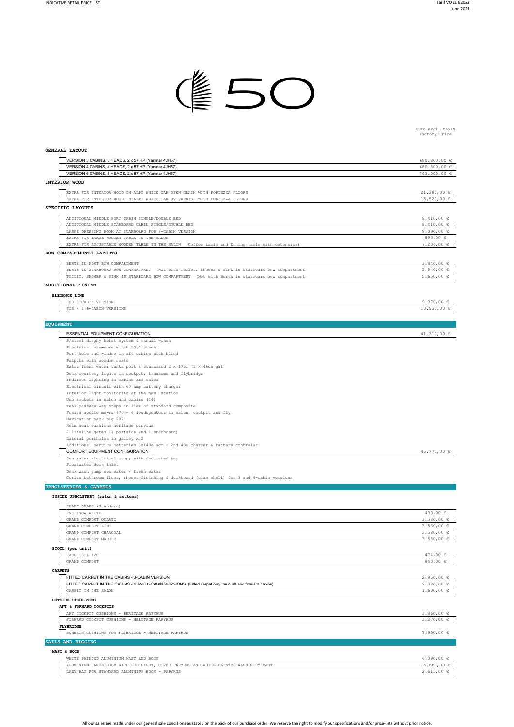# 50

Euro excl. taxes
Factory Price

## GENERAL LAYOUT

| | |
|---|---|
| VERSION 3 CABINS, 3 HEADS, 2 x 57 HP (Yanmar 4JH57) | 680.800,00 € |
| VERSION 4 CABINS, 4 HEADS, 2 x 57 HP (Yanmar 4JH57) | 680.800,00 € |
| VERSION 6 CABINS, 6 HEADS, 2 x 57 HP (Yanmar 4JH57) | 703.000,00 € |

### INTERIOR WOOD

| | |
|---|---|
| EXTRA FOR INTERIOR WOOD IN ALPI WHITE OAK OPEN GRAIN WITH FORTEZZA FLOORS | 21.380,00 € |
| EXTRA FOR INTERIOR WOOD IN ALPI WHITE OAK UV VARNISH WITH FORTEZZA FLOORS | 15.520,00 € |

### SPECIFIC LAYOUTS

| | |
|---|---|
| ADDITIONAL MIDDLE PORT CABIN SINGLE/DOUBLE BED | 8.410,00 € |
| ADDITIONAL MIDDLE STARBOARD CABIN SINGLE/DOUBLE BED | 8.410,00 € |
| LARGE DRESSING ROOM AT STARBOARD FOR 3-CABIN VERSION | 8.090,00 € |
| EXTRA FOR LARGE WOODEN TABLE IN THE SALON | 896,00 € |
| EXTRA FOR ADJUSTABLE WOODEN TABLE IN THE SALON (Coffee table and Dining table with extension) | 7.204,00 € |

### BOW COMPARTMENTS LAYOUTS

| | |
|---|---|
| BERTH IN PORT BOW COMPARTMENT | 3.840,00 € |
| BERTH IN STARBOARD BOW COMPARTMENT (Not with Toilet, shower & sink in starboard bow compartment) | 3.840,00 € |
| TOILET, SHOWER & SINK IN STARBOARD BOW COMPARTMENT (Not with Berth in starboard bow compartment) | 5.650,00 € |

### ADDITIONAL FINISH

#### ELEGANCE LINE

| | |
|---|---|
| FOR 3-CABIN VERSION | 9.970,00 € |
| FOR 4 & 6-CABIN VERSIONS | 10.930,00 € |

## EQUIPMENT

| | |
|---|---|
| ESSENTIAL EQUIPMENT CONFIGURATION | 41.310,00 € |

S/steel dinghy hoist system & manual winch
Electrical manœuvre winch 50.2 staeh
Port hole and window in aft cabins with blind
Pulpits with wooden seats
Extra fresh water tanks port & starboard 2 x 175l (2 x 46us gal)
Deck courtesy lights in cockpit, transoms and flybridge
Indirect lighting in cabins and salon
Electrical circuit with 60 amp battery charger
Interior light monitoring at the nav. station
Usb sockets in salon and cabins (14)
Teak passage way steps in lieu of standard composite
Fusion apollo ms-ra 670 + 6 loudspeakers in salon, cockpit and fly
Navigation pack b&g 2021
Helm seat cushions heritage papyrus
2 lifeline gates (1 portside and 1 starboard)
Lateral portholes in galley x 2
Additional service batteries 3x140a agm + 2nd 40a charger & battery controler

| | |
|---|---|
| COMFORT EQUIPMENT CONFIGURATION | 45.770,00 € |

Sea water electrical pump, with dedicated tap
Freshwater dock inlet
Deck wash pump sea water / fresh water
Corian bathroom floor, shower finishing & duckboard (clam shell) for 3 and 4-cabin versions

## UPHOLSTERIES & CARPETS

### INSIDE UPHOLSTERY (salon & settees)

| | |
|---|---|
| SMART SHARK (Standard) | |
| PVC SNOW WHITE | 430,00 € |
| GRAND COMFORT QUARTZ | 3.580,00 € |
| GRAND COMFORT ZINC | 3.580,00 € |
| GRAND COMFORT CHARCOAL | 3.580,00 € |
| GRAND COMFORT MARBLE | 3.580,00 € |

### STOOL (per unit)

| | |
|---|---|
| FABRICS & PVC | 474,00 € |
| GRAND COMFORT | 840,00 € |

### CARPETS

| | |
|---|---|
| FITTED CARPET IN THE CABINS - 3-CABIN VERSION | 2.950,00 € |
| FITTED CARPET IN THE CABINS - 4 AND 6-CABIN VERSIONS (Fitted carpet only the 4 aft and forward cabins) | 2.380,00 € |
| CARPET IN THE SALON | 1.600,00 € |

### OUTSIDE UPHOLSTERY

#### AFT & FORWARD COCKPITS

| | |
|---|---|
| AFT COCKPIT CUSHIONS - HERITAGE PAPYRUS | 3.860,00 € |
| FORWARD COCKPIT CUSHIONS - HERITAGE PAPYRUS | 3.270,00 € |

#### FLYBRIDGE

| | |
|---|---|
| SUNBATH CUSHIONS FOR FLYBRIDGE - HERITAGE PAPYRUS | 7.950,00 € |

## SAILS AND RIGGING

### MAST & BOOM

| | |
|---|---|
| WHITE PAINTED ALUMINIUM MAST AND BOOM | 6.090,00 € |
| ALUMINIUM CANOE BOOM WITH LED LIGHT, COVER PAPYRUS AND WHITE PAINTED ALUMINIUM MAST | 15.660,00 € |
| LAZY BAG FOR STANDARD ALUMINIUM BOOM - PAPYRUS | 2.615,00 € |

All our sales are made under our general sale conditions as stated on the back of our purchase order. We reserve the right to modify our specifications and/or price-lists without prior notice.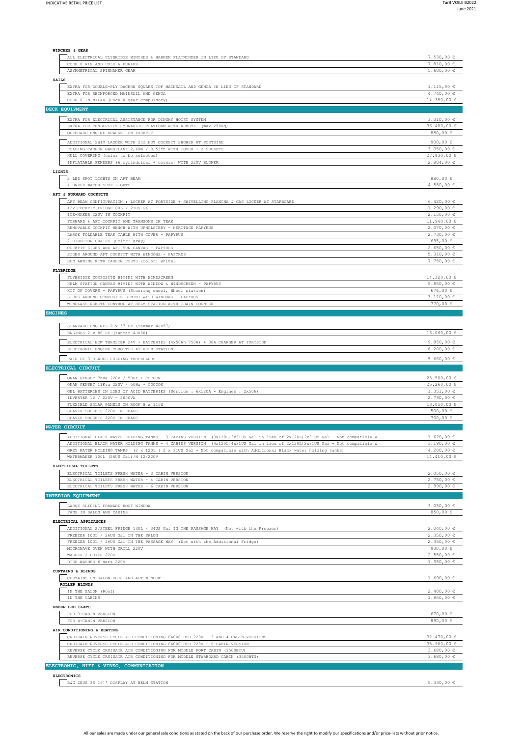## WINCHES & GEAR

| Item | Price |
|---|---|
| ALL ELECTRICAL FLYBRIDGE WINCHES & HARKEN FLATWINDER IN LIEU OF STANDARD | 7.530,00 € |
| CODE 0 RIG AND POLE & FURLER | 7.810,00 € |
| ASYMMETRICAL SPINNAKER GEAR | 5.600,00 € |

### SAILS

| Item | Price |
|---|---|
| EXTRA FOR DOUBLE-PLY DACRON SQUARE TOP MAINSAIL AND GENOA IN LIEU OF STANDARD | 1.115,00 € |
| EXTRA FOR REINFORCED MAINSAIL AND GENOA | 4.740,00 € |
| CODE 0 IN MYLAR (Code 0 gear compulsory) | 14.350,00 € |

## DECK EQUIPMENT

| Item | Price |
|---|---|
| EXTRA FOR ELECTRICAL ASSISTANCE FOR DINGHY HOIST SYSTEM | 3.310,00 € |
| EXTRA FOR TENDERLIFT HYDRAULIC PLATFORM WITH REMOTE (max 250Kg) | 36.480,00 € |
| OUTBOARD ENGINE BRACKET ON PUSHPIT | 880,00 € |
| ADDITIONAL SWIM LADDER WITH 2nd HOT COCKPIT SHOWER AT PORTSIDE | 900,00 € |
| FOLDING CARBON GANGPLANK 2,60m / 8,53ft WITH COVER + 2 SOCKETS | 3.050,00 € |
| HULL COVERING (color to be selected) | 27.830,00 € |
| INFLATABLE FENDERS (6 cylindrical + covers) WITH 220V BLOWER | 2.804,00 € |

### LIGHTS

| Item | Price |
|---|---|
| 2 LED SPOT LIGHTS IN AFT BEAM | 880,00 € |
| 4 UNDER WATER SPOT LIGHTS | 4.550,00 € |

### AFT & FORWARD COCKPITS

| Item | Price |
|---|---|
| AFT BEAM CONFIGURATION : LOCKER AT PORTSIDE + SWIVELLING PLANCHA & GAS LOCKER AT STARBOARD | 6.420,00 € |
| 12V COCKPIT FRIDGE 80L / 21US Gal | 1.290,00 € |
| ICE-MAKER 220V IN COCKPIT | 2.150,00 € |
| FORWARD & AFT COCKPIT AND TRANSOMS IN TEAK | 11.940,00 € |
| REMOVABLE COCKPIT BENCH WITH UPHOLSTERY - HERITAGE PAPYRUS | 2.070,00 € |
| LARGE FOLDABLE TEAK TABLE WITH COVER - PAPYRUS | 2.730,00 € |
| 2 DIRECTOR CHAIRS (Color: grey) | 695,00 € |
| COCKPIT SIDES AND AFT SUN CANVAS - PAPYRUS | 2.650,00 € |
| SIDES AROUND AFT COCKPIT WITH WINDOWS - PAPYRUS | 5.310,00 € |
| SUN AWNING WITH CARBON POSTS (Color: white) | 7.780,00 € |

### FLYBRIDGE

| Item | Price |
|---|---|
| FLYBRIDGE COMPOSITE BIMINI WITH WINDSCREEN | 14.320,00 € |
| HELM STATION CANVAS BIMINI WITH WINDOW & WINDSCREEN - PAPYRUS | 5.850,00 € |
| KIT OF COVERS - PAPYRUS (Steering wheel, Wheel station) | 676,00 € |
| SIDES AROUND COMPOSITE BIMINI WITH WINDOWS - PAPYRUS | 3.110,00 € |
| WINDLASS REMOTE CONTROL AT HELM STATION WITH CHAIN COUNTER | 770,00 € |

## ENGINES

| Item | Price |
|---|---|
| STANDARD ENGINES 2 x 57 HP (Yanmar 4JH57) | |
| ENGINES 2 x 80 HP (Yanmar 4JH80) | 13.060,00 € |
| ELECTRICAL BOW THRUSTER 24V + BATTERIES (4x50Ah 750A) + 30A CHARGER AT PORTSIDE | 9.950,00 € |
| ELECTRONIC ENGINE THROTTLE AT HELM STATION | 6.200,00 € |
| PAIR OF 3-BLADES FOLDING PROPELLERS | 5.660,00 € |

## ELECTRICAL CIRCUIT

| Item | Price |
|---|---|
| ONAN GENSET 7Kva 220V / 50Hz + COCOON | 23.500,00 € |
| ONAN GENSET 11Kva 220V / 50Hz + COCOON | 25.260,00 € |
| GEL BATTERIES IN LIEU OF ACID BATTERIES (Service : 6x120A - Engines : 2x50A) | 1.351,00 € |
| INVERTER 12 / 220V - 2000VA | 2.790,00 € |
| FLEXIBLE SOLAR PANELS ON ROOF 8 x 115W | 13.050,00 € |
| SHAVER SOCKETS 220V IN HEADS | 500,00 € |
| SHAVER SOCKETS 220V IN HEADS | 700,00 € |

## WATER CIRCUIT

| Item | Price |
|---|---|
| ADDITIONAL BLACK WATER HOLDING TANKS - 3 CABINS VERSION (3x120L\|3x31US Gal in lieu of 2x120L\|2x31US Gal - Not compatible w | 1.620,00 € |
| ADDITIONAL BLACK WATER HOLDING TANKS - 4 CABINS VERSION (4x120L\|4x31US Gal in lieu of 2x120L\|2x31US Gal - Not compatible w | 3.190,00 € |
| GREY WATER HOLDING TANKS (2 x 120L \| 2 x 31US Gal - Not compatible with Additional Black water holding tanks) | 4.200,00 € |
| WATERMAKER 100L (26US Gal)/H 12/220V | 14.410,00 € |

### ELECTRICAL TOILETS

| Item | Price |
|---|---|
| ELECTRICAL TOILETS FRESH WATER - 3 CABIN VERSION | 2.050,00 € |
| ELECTRICAL TOILETS FRESH WATER - 4 CABIN VERSION | 2.750,00 € |
| ELECTRICAL TOILETS FRESH WATER - 6 CABIN VERSION | 2.990,00 € |

## INTERIOR EQUIPMENT

| Item | Price |
|---|---|
| LARGE SLIDING FORWARD ROOF WINDOW | 3.050,00 € |
| FANS IN SALON AND CABINS | 850,00 € |

### ELECTRICAL APPLIANCES

| Item | Price |
|---|---|
| ADDITIONAL S/STEEL FRIDGE 130L / 34US Gal IN THE PASSAGE WAY (Not with the Freezer) | 2.040,00 € |
| FREEZER 100L / 26US Gal IN THE SALON | 2.350,00 € |
| FREEZER 100L / 26US Gal IN THE PASSAGE WAY (Not with the Additional Fridge) | 2.350,00 € |
| MICROWAVE OVEN WITH GRILL 220V | 930,00 € |
| WASHER / DRYER 220V | 2.550,00 € |
| DISH WASHER 6 sets 220V | 1.350,00 € |

### CURTAINS & BLINDS

| Item | Price |
|---|---|
| CURTAINS ON SALON DOOR AND AFT WINDOW | 1.690,00 € |

#### ROLLER BLINDS

| Item | Price |
|---|---|
| IN THE SALON (Roof) | 2.400,00 € |
| IN THE CABINS | 1.850,00 € |

### UNDER BED SLATS

| Item | Price |
|---|---|
| FOR 3-CABIN VERSION | 670,00 € |
| FOR 4-CABIN VERSION | 890,00 € |

### AIR CONDITIONING & HEATING

| Item | Price |
|---|---|
| CRUISAIR REVERSE CYCLE AIR CONDITIONING 64000 BTU 220V - 3 AND 4-CABIN VERSIONS | 32.470,00 € |
| CRUISAIR REVERSE CYCLE AIR CONDITIONING 64000 BTU 220V - 6-CABIN VERSION | 35.900,00 € |
| REVERSE CYCLE CRUISAIR AIR CONDITIONING FOR MIDDLE PORT CABIN (3500BTU) | 3.680,00 € |
| REVERSE CYCLE CRUISAIR AIR CONDITIONING FOR MIDDLE STARBOARD CABIN (3500BTU) | 3.680,00 € |

## ELECTRONIC, HIFI & VIDEO, COMMUNICATION

### ELECTRONICS

| Item | Price |
|---|---|
| B&G ZEUS 3S 16'' DISPLAY AT HELM STATION | 5.330,00 € |

All our sales are made under our general sale conditions as stated on the back of our purchase order. We reserve the right to modify our specifications and/or price-lists without prior notice.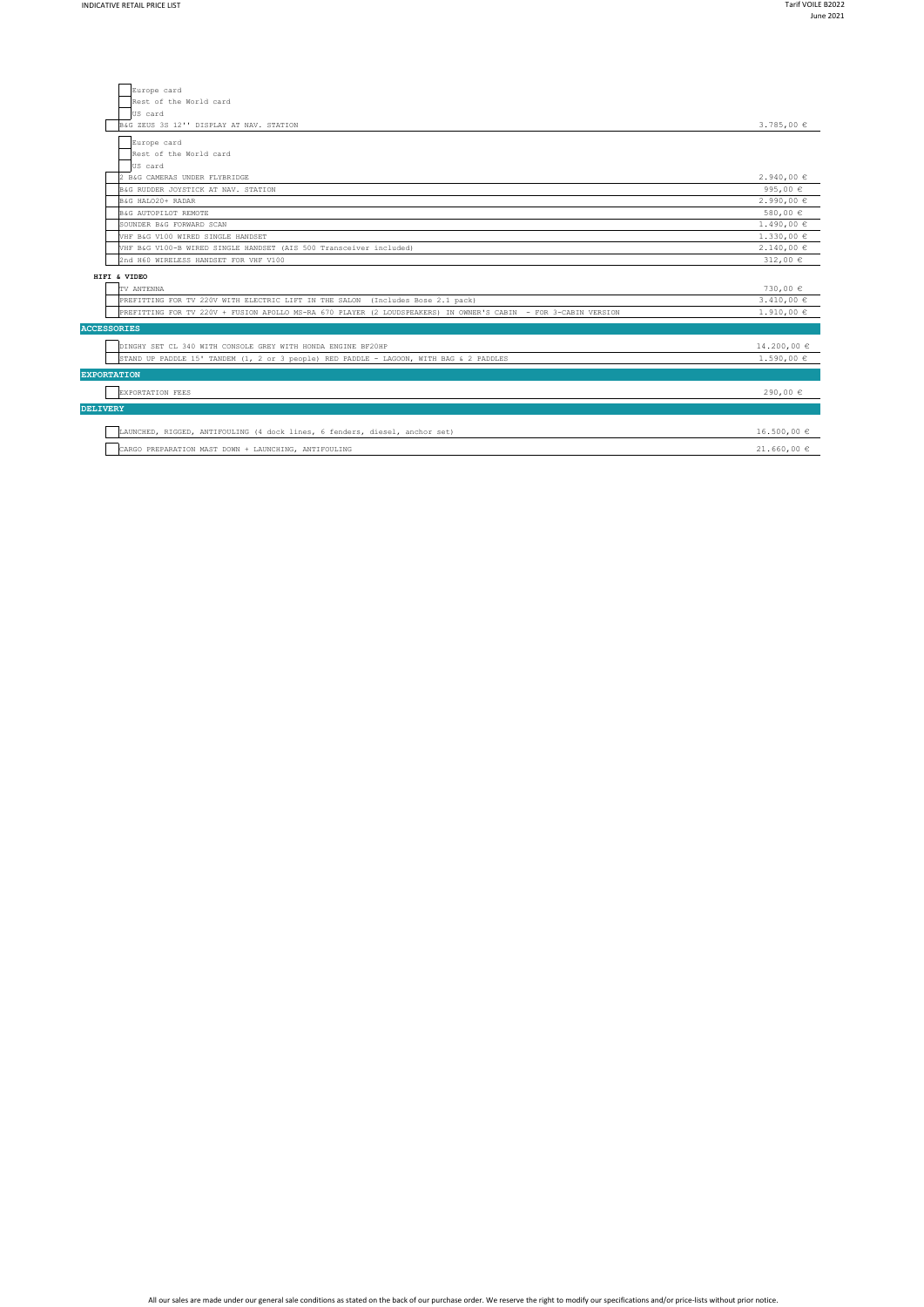| | |
|---|---|
| Europe card | |
| Rest of the World card | |
| US card | |
| B&G ZEUS 3S 12'' DISPLAY AT NAV. STATION | 3.785,00 € |
| Europe card | |
| Rest of the World card | |
| US card | |
| 2 B&G CAMERAS UNDER FLYBRIDGE | 2.940,00 € |
| B&G RUDDER JOYSTICK AT NAV. STATION | 995,00 € |
| B&G HALO20+ RADAR | 2.990,00 € |
| B&G AUTOPILOT REMOTE | 580,00 € |
| SOUNDER B&G FORWARD SCAN | 1.490,00 € |
| VHF B&G V100 WIRED SINGLE HANDSET | 1.330,00 € |
| VHF B&G V100-B WIRED SINGLE HANDSET (AIS 500 Transceiver included) | 2.140,00 € |
| 2nd H60 WIRELESS HANDSET FOR VHF V100 | 312,00 € |

**HIFI & VIDEO**

| | |
|---|---|
| TV ANTENNA | 730,00 € |
| PREFITTING FOR TV 220V WITH ELECTRIC LIFT IN THE SALON (Includes Bose 2.1 pack) | 3.410,00 € |
| PREFITTING FOR TV 220V + FUSION APOLLO MS-RA 670 PLAYER (2 LOUDSPEAKERS) IN OWNER'S CABIN - FOR 3-CABIN VERSION | 1.910,00 € |

## ACCESSORIES

| | |
|---|---|
| DINGHY SET CL 340 WITH CONSOLE GREY WITH HONDA ENGINE BF20HP | 14.200,00 € |
| STAND UP PADDLE 15' TANDEM (1, 2 or 3 people) RED PADDLE - LAGOON, WITH BAG & 2 PADDLES | 1.590,00 € |

## EXPORTATION

| | |
|---|---|
| EXPORTATION FEES | 290,00 € |

## DELIVERY

| | |
|---|---|
| LAUNCHED, RIGGED, ANTIFOULING (4 dock lines, 6 fenders, diesel, anchor set) | 16.500,00 € |
| CARGO PREPARATION MAST DOWN + LAUNCHING, ANTIFOULING | 21.660,00 € |

All our sales are made under our general sale conditions as stated on the back of our purchase order. We reserve the right to modify our specifications and/or price-lists without prior notice.